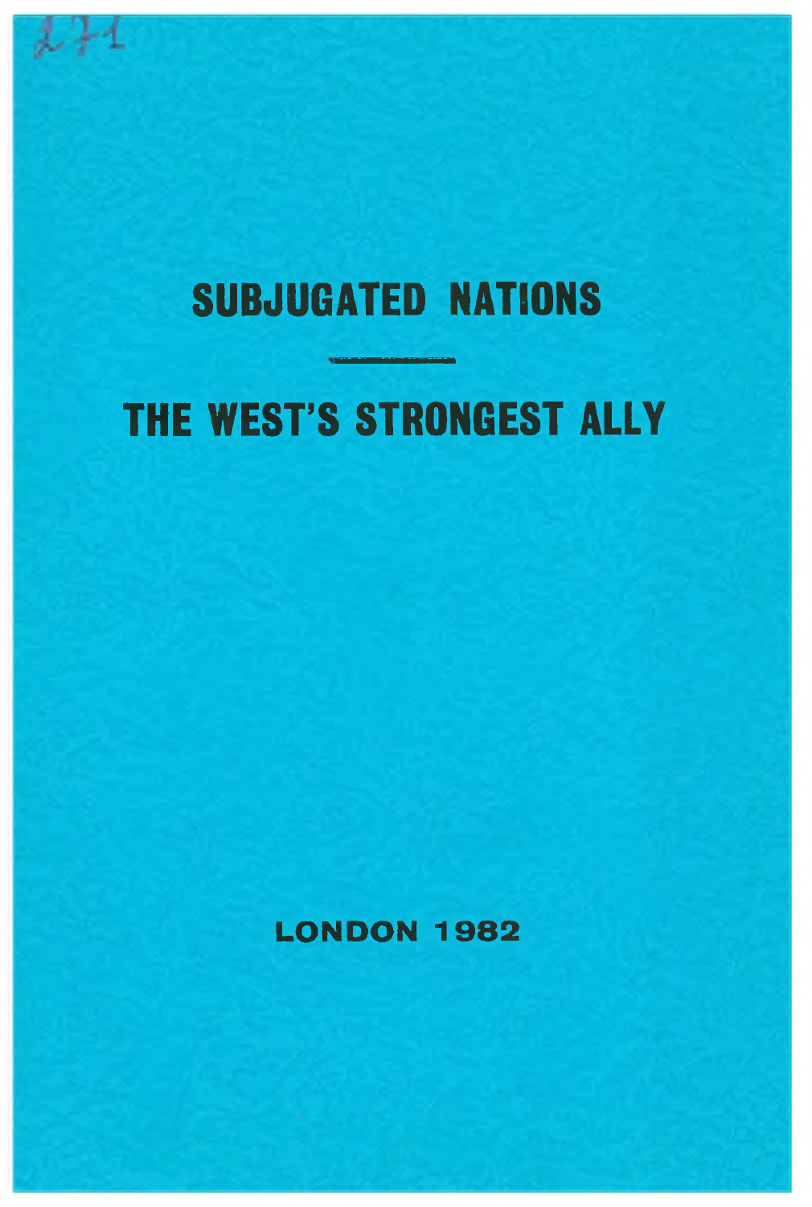# SUBJUGATED NATIONS

# THE WEST'S STRONGEST ALLY

LONDON 1982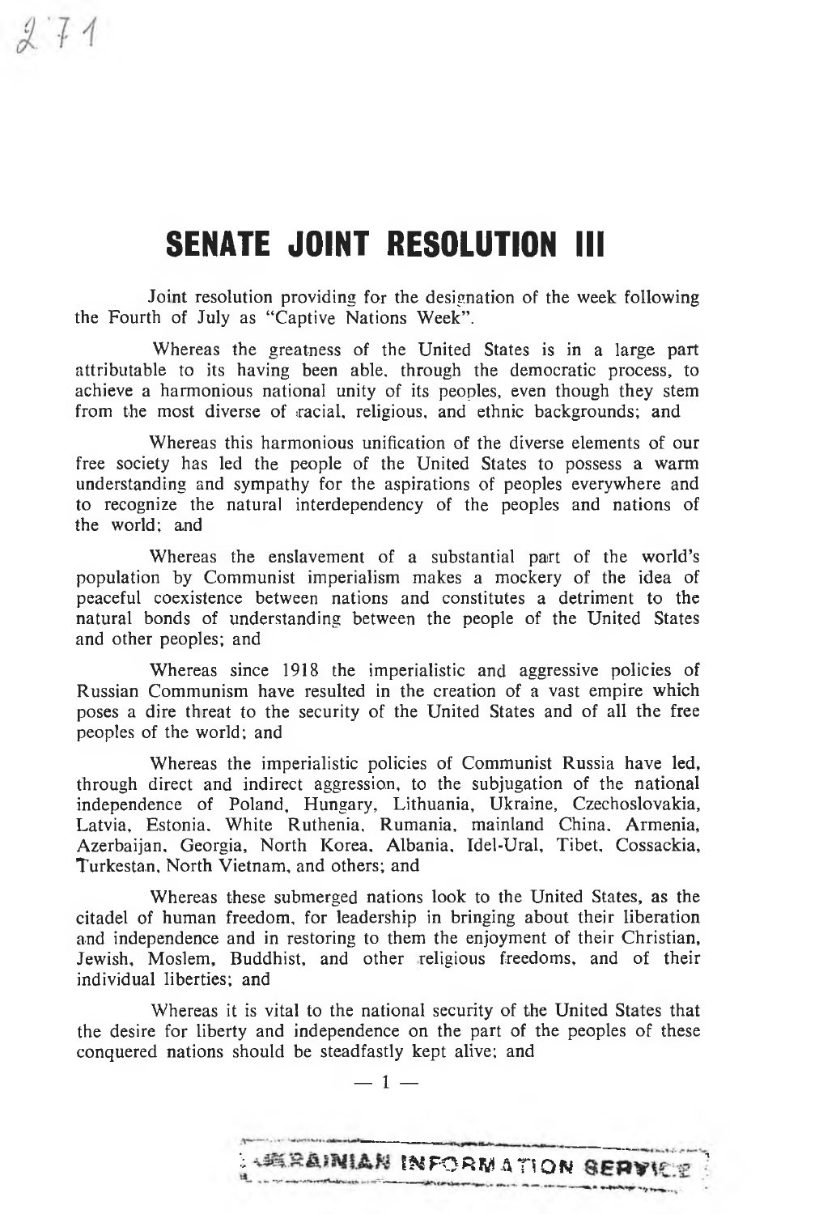# SENATE JOINT RESOLUTION III

Joint resolution providing for the designation of the week following the Fourth of July as "Captive Nations Week".

Whereas the greatness of the United States is in a large part attributable to its having been able, through the democratic process, to achieve a harmonious national unity of its peoples, even though they stem from the most diverse of racial, religious, and ethnic backgrounds; and

Whereas this harmonious unification of the diverse elements of our free society has led the people of the United States to possess a warm understanding and sympathy for the aspirations of peoples everywhere and to recognize the natural interdependency of the peoples and nations of the world; and

Whereas the enslavement of a substantial part of the world's population by Communist imperialism makes a mockery of the idea of peaceful coexistence between nations and constitutes a detriment to the natural bonds of understanding between the people of the United States and other peoples; and

Whereas since 1918 the imperialistic and aggressive policies of Russian Communism have resulted in the creation of a vast empire which poses a dire threat to the security of the United States and of all the free peoples of the world; and

Whereas the imperialistic policies of Communist Russia have led, through direct and indirect aggression, to the subjugation of the national independence of Poland, Hungary, Lithuania, Ukraine, Czechoslovakia, Latvia, Estonia, White Ruthenia, Rumania, mainland China, Armenia, Azerbaijan, Georgia, North Korea, Albania, Idel-Ural, Tibet, Cossackia, Turkestan, North Vietnam, and others; and

Whereas these submerged nations look to the United States, as the citadel of human freedom, for leadership in bringing about their liberation and independence and in restoring to them the enjoyment of their Christian, Jewish, Moslem, Buddhist, and other religious freedoms, and of their individual liberties; and

Whereas it is vital to the national security of the United States that the desire for liberty and independence on the part of the peoples of these conquered nations should be steadfastly kept alive; and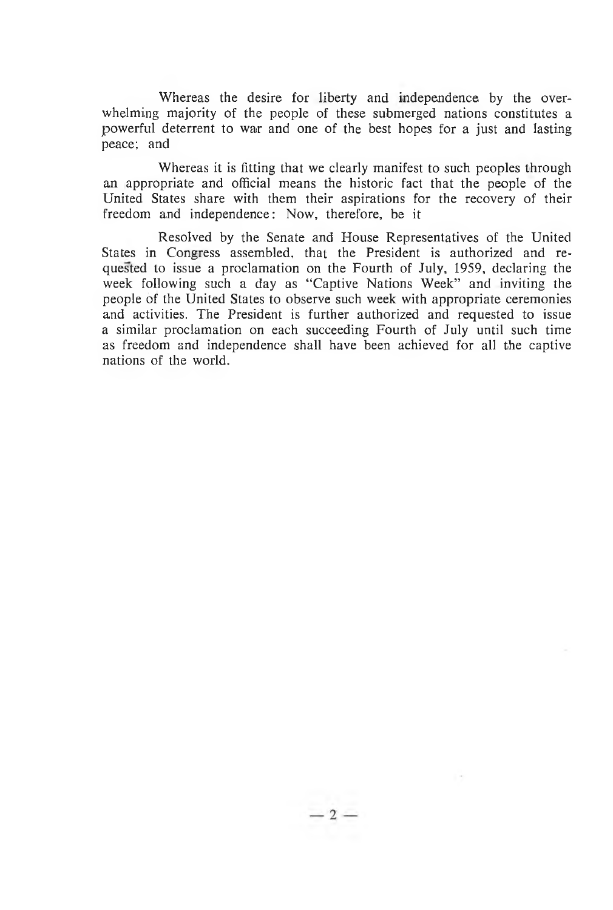Whereas the desire for liberty and independence by the overwhelming majority of the people of these submerged nations constitutes a powerful deterrent to war and one of the best hopes for a just and lasting peace; and

Whereas it is fitting that we clearly manifest to such peoples through an appropriate and official means the historic fact that the people of the United States share with them their aspirations for the recovery of their freedom and independence: Now, therefore, be it

Resolved by the Senate and House Representatives of the United States in Congress assembled, that the President is authorized and requested to issue a proclamation on the Fourth of July, 1959, declaring the week following such a day as "Captive Nations Week" and inviting the people of the United States to observe such week with appropriate ceremonies and activities. The President is further authorized and requested to issue a similar proclamation on each succeeding Fourth of July until such time as freedom and independence shall have been achieved for all the captive nations of the world.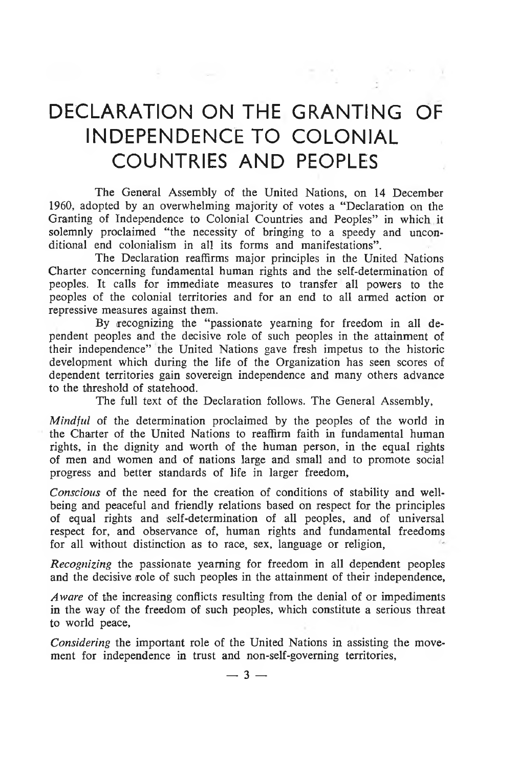# DECLARATION ON THE GRANTING OF INDEPENDENCE TO COLONIAL COUNTRIES AND PEOPLES

The General Assembly of the United Nations, on 14 December 1960, adopted by an overwhelming majority of votes a "Declaration on the Granting of Independence to Colonial Countries and Peoples" in which it solemnly proclaimed "the necessity of bringing to a speedy and unconditional end colonialism in all its forms and manifestations".

The Declaration reaffirms major principles in the United Nations Charter concerning fundamental human rights and the self-determination of peoples. It calls for immediate measures to transfer all powers to the peoples of the colonial territories and for an end to all armed action or repressive measures against them.

By recognizing the "passionate yearning for freedom in all dependent peoples and the decisive role of such peoples in the attainment of their independence" the United Nations gave fresh impetus to the historic development which during the life of the Organization has seen scores of dependent territories gain sovereign independence and many others advance to the threshold of statehood.

The full text of the Declaration follows. The General Assembly,

*Mindful* of the determination proclaimed by the peoples of the world in the Charter of the United Nations to reaffirm faith in fundamental human rights, in the dignity and worth of the human person, in the equal rights of men and women and of nations large and small and to promote social progress and better standards of life in larger freedom,

*Conscious* of the need for the creation of conditions of stability and well-being and peaceful and friendly relations based on respect for the principles of equal rights and self-determination of all peoples, and of universal respect for, and observance of, human rights and fundamental freedoms for all without distinction as to race, sex, language or religion,

*Recognizing* the passionate yearning for freedom in all dependent peoples and the decisive role of such peoples in the attainment of their independence,

*Aware* of the increasing conflicts resulting from the denial of or impediments in the way of the freedom of such peoples, which constitute a serious threat to world peace,

*Considering* the important role of the United Nations in assisting the movement for independence in trust and non-self-governing territories,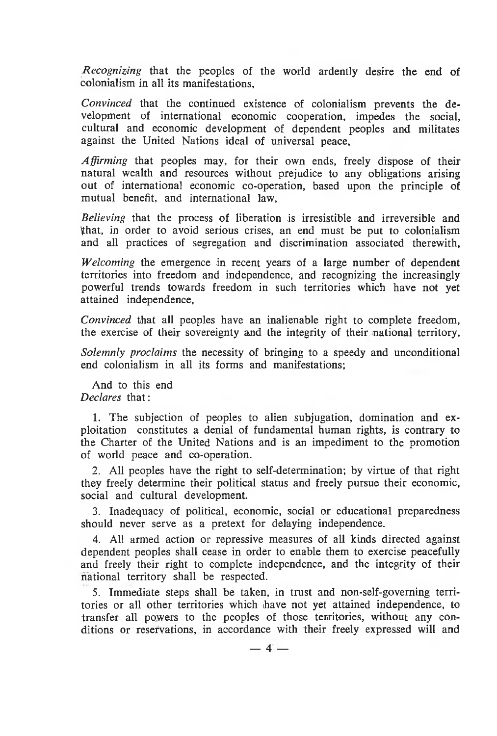*Recognizing* that the peoples of the world ardently desire the end of colonialism in all its manifestations,

*Convinced* that the continued existence of colonialism prevents the development of international economic cooperation, impedes the social, cultural and economic development of dependent peoples and militates against the United Nations ideal of universal peace,

*Affirming* that peoples may, for their own ends, freely dispose of their natural wealth and resources without prejudice to any obligations arising out of international economic co-operation, based upon the principle of mutual benefit, and international law,

*Believing* that the process of liberation is irresistible and irreversible and that, in order to avoid serious crises, an end must be put to colonialism and all practices of segregation and discrimination associated therewith,

*Welcoming* the emergence in recent years of a large number of dependent territories into freedom and independence, and recognizing the increasingly powerful trends towards freedom in such territories which have not yet attained independence,

*Convinced* that all peoples have an inalienable right to complete freedom, the exercise of their sovereignty and the integrity of their national territory,

*Solemnly proclaims* the necessity of bringing to a speedy and unconditional end colonialism in all its forms and manifestations;

And to this end
*Declares* that:

1. The subjection of peoples to alien subjugation, domination and exploitation constitutes a denial of fundamental human rights, is contrary to the Charter of the United Nations and is an impediment to the promotion of world peace and co-operation.

2. All peoples have the right to self-determination; by virtue of that right they freely determine their political status and freely pursue their economic, social and cultural development.

3. Inadequacy of political, economic, social or educational preparedness should never serve as a pretext for delaying independence.

4. All armed action or repressive measures of all kinds directed against dependent peoples shall cease in order to enable them to exercise peacefully and freely their right to complete independence, and the integrity of their national territory shall be respected.

5. Immediate steps shall be taken, in trust and non-self-governing territories or all other territories which have not yet attained independence, to transfer all powers to the peoples of those territories, without any conditions or reservations, in accordance with their freely expressed will and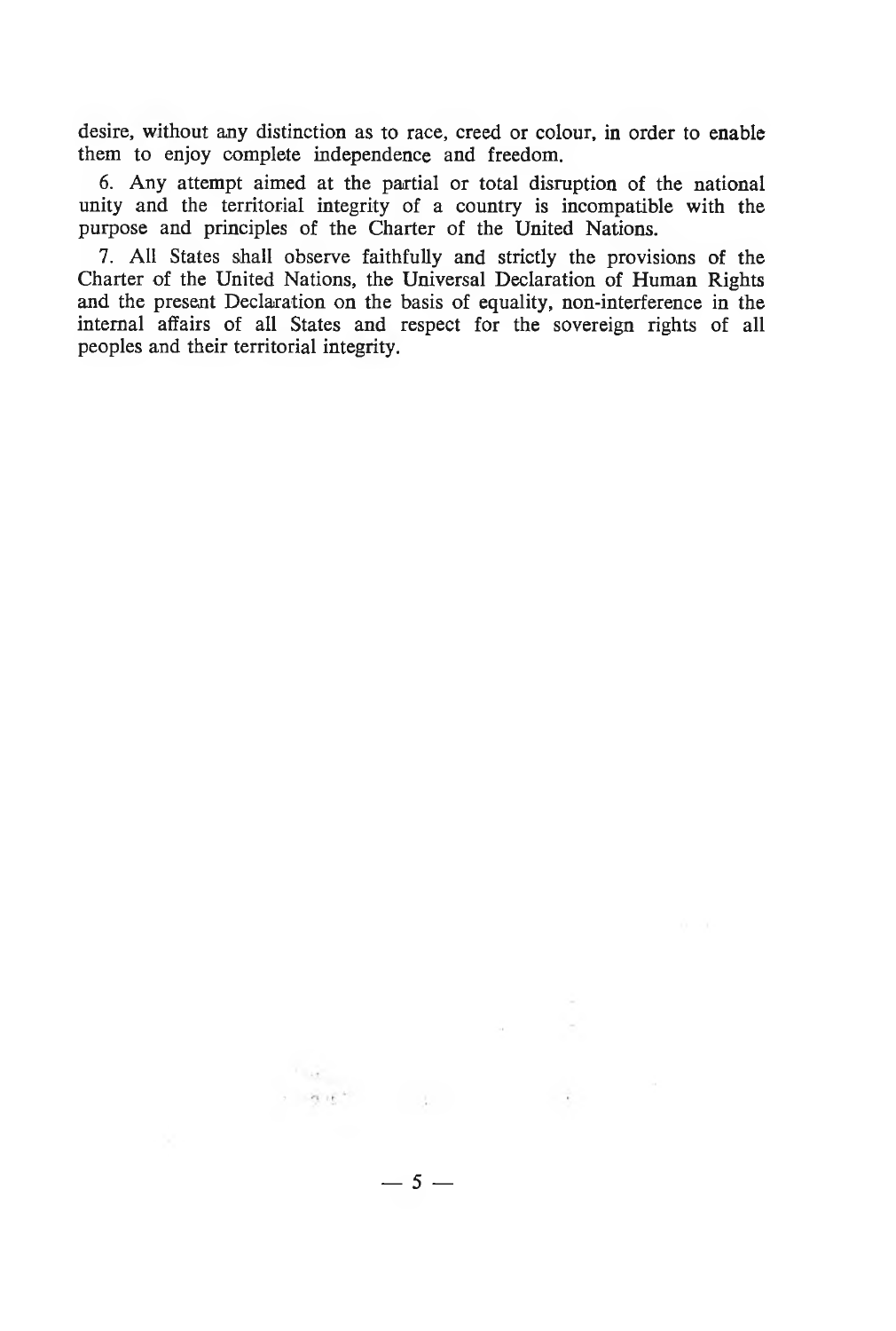desire, without any distinction as to race, creed or colour, in order to enable them to enjoy complete independence and freedom.

6. Any attempt aimed at the partial or total disruption of the national unity and the territorial integrity of a country is incompatible with the purpose and principles of the Charter of the United Nations.

7. All States shall observe faithfully and strictly the provisions of the Charter of the United Nations, the Universal Declaration of Human Rights and the present Declaration on the basis of equality, non-interference in the internal affairs of all States and respect for the sovereign rights of all peoples and their territorial integrity.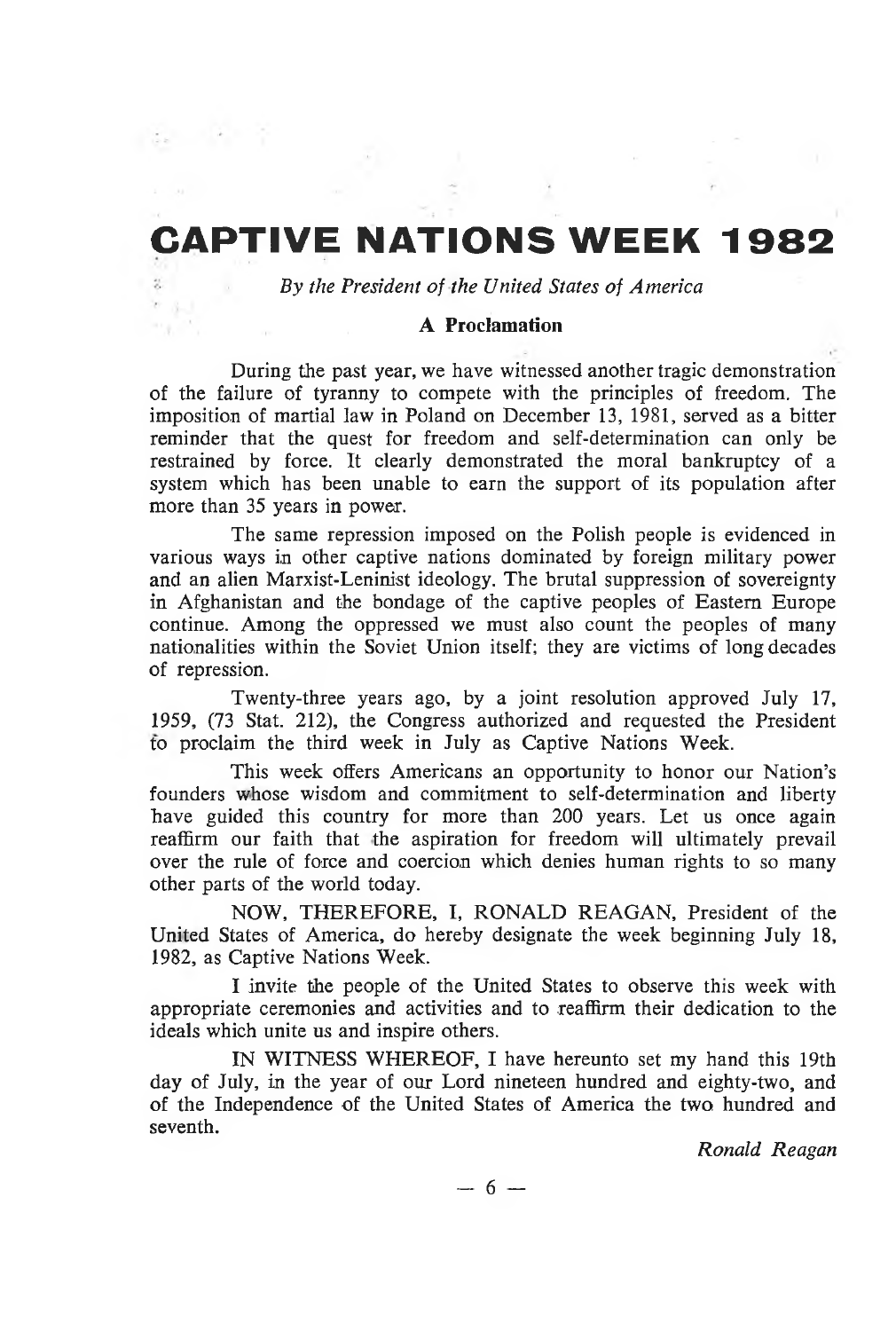# CAPTIVE NATIONS WEEK 1982

*By the President of the United States of America*

**A Proclamation**

During the past year, we have witnessed another tragic demonstration of the failure of tyranny to compete with the principles of freedom. The imposition of martial law in Poland on December 13, 1981, served as a bitter reminder that the quest for freedom and self-determination can only be restrained by force. It clearly demonstrated the moral bankruptcy of a system which has been unable to earn the support of its population after more than 35 years in power.

The same repression imposed on the Polish people is evidenced in various ways in other captive nations dominated by foreign military power and an alien Marxist-Leninist ideology. The brutal suppression of sovereignty in Afghanistan and the bondage of the captive peoples of Eastern Europe continue. Among the oppressed we must also count the peoples of many nationalities within the Soviet Union itself; they are victims of long decades of repression.

Twenty-three years ago, by a joint resolution approved July 17, 1959, (73 Stat. 212), the Congress authorized and requested the President to proclaim the third week in July as Captive Nations Week.

This week offers Americans an opportunity to honor our Nation's founders whose wisdom and commitment to self-determination and liberty have guided this country for more than 200 years. Let us once again reaffirm our faith that the aspiration for freedom will ultimately prevail over the rule of force and coercion which denies human rights to so many other parts of the world today.

NOW, THEREFORE, I, RONALD REAGAN, President of the United States of America, do hereby designate the week beginning July 18, 1982, as Captive Nations Week.

I invite the people of the United States to observe this week with appropriate ceremonies and activities and to reaffirm their dedication to the ideals which unite us and inspire others.

IN WITNESS WHEREOF, I have hereunto set my hand this 19th day of July, in the year of our Lord nineteen hundred and eighty-two, and of the Independence of the United States of America the two hundred and seventh.

*Ronald Reagan*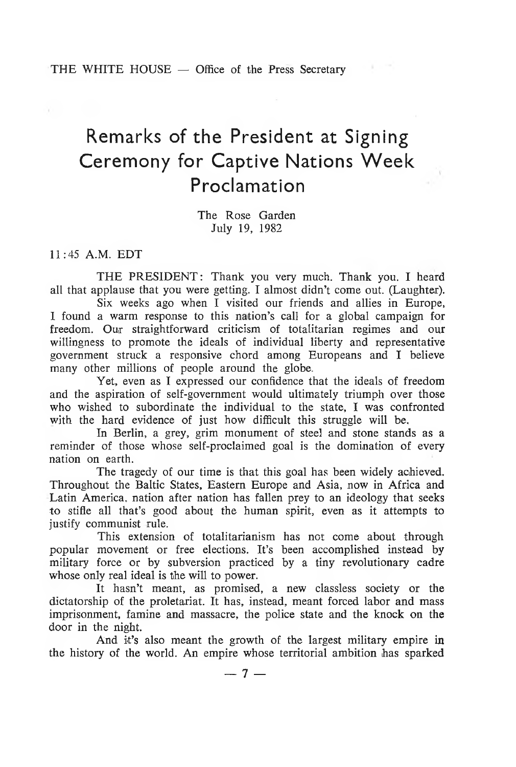THE WHITE HOUSE — Office of the Press Secretary

# Remarks of the President at Signing Ceremony for Captive Nations Week Proclamation

The Rose Garden
July 19, 1982

11:45 A.M. EDT

THE PRESIDENT: Thank you very much. Thank you. I heard all that applause that you were getting. I almost didn't come out. (Laughter).

Six weeks ago when I visited our friends and allies in Europe, I found a warm response to this nation's call for a global campaign for freedom. Our straightforward criticism of totalitarian regimes and our willingness to promote the ideals of individual liberty and representative government struck a responsive chord among Europeans and I believe many other millions of people around the globe.

Yet, even as I expressed our confidence that the ideals of freedom and the aspiration of self-government would ultimately triumph over those who wished to subordinate the individual to the state, I was confronted with the hard evidence of just how difficult this struggle will be.

In Berlin, a grey, grim monument of steel and stone stands as a reminder of those whose self-proclaimed goal is the domination of every nation on earth.

The tragedy of our time is that this goal has been widely achieved. Throughout the Baltic States, Eastern Europe and Asia, now in Africa and Latin America, nation after nation has fallen prey to an ideology that seeks to stifle all that's good about the human spirit, even as it attempts to justify communist rule.

This extension of totalitarianism has not come about through popular movement or free elections. It's been accomplished instead by military force or by subversion practiced by a tiny revolutionary cadre whose only real ideal is the will to power.

It hasn't meant, as promised, a new classless society or the dictatorship of the proletariat. It has, instead, meant forced labor and mass imprisonment, famine and massacre, the police state and the knock on the door in the night.

And it's also meant the growth of the largest military empire in the history of the world. An empire whose territorial ambition has sparked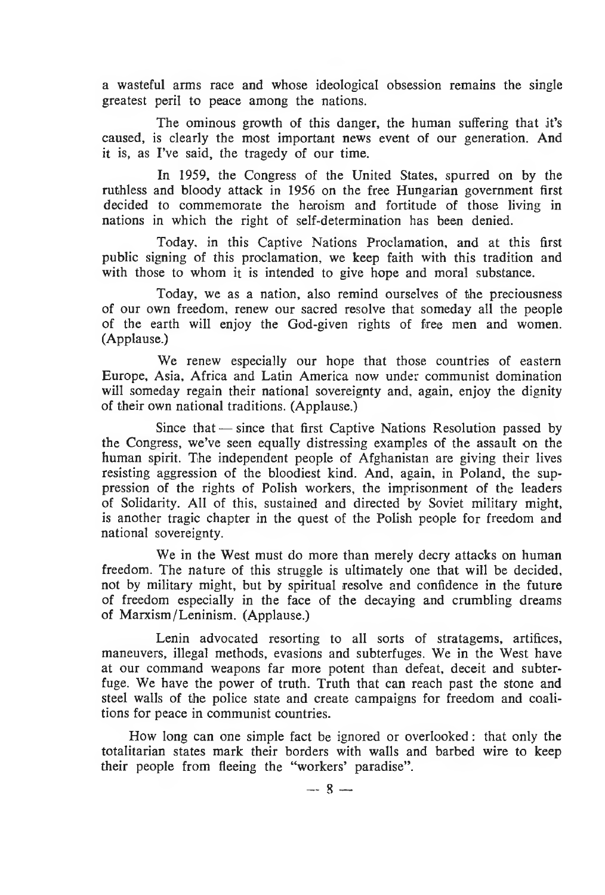a wasteful arms race and whose ideological obsession remains the single greatest peril to peace among the nations.

The ominous growth of this danger, the human suffering that it's caused, is clearly the most important news event of our generation. And it is, as I've said, the tragedy of our time.

In 1959, the Congress of the United States, spurred on by the ruthless and bloody attack in 1956 on the free Hungarian government first decided to commemorate the heroism and fortitude of those living in nations in which the right of self-determination has been denied.

Today, in this Captive Nations Proclamation, and at this first public signing of this proclamation, we keep faith with this tradition and with those to whom it is intended to give hope and moral substance.

Today, we as a nation, also remind ourselves of the preciousness of our own freedom, renew our sacred resolve that someday all the people of the earth will enjoy the God-given rights of free men and women. (Applause.)

We renew especially our hope that those countries of eastern Europe, Asia, Africa and Latin America now under communist domination will someday regain their national sovereignty and, again, enjoy the dignity of their own national traditions. (Applause.)

Since that — since that first Captive Nations Resolution passed by the Congress, we've seen equally distressing examples of the assault on the human spirit. The independent people of Afghanistan are giving their lives resisting aggression of the bloodiest kind. And, again, in Poland, the suppression of the rights of Polish workers, the imprisonment of the leaders of Solidarity. All of this, sustained and directed by Soviet military might, is another tragic chapter in the quest of the Polish people for freedom and national sovereignty.

We in the West must do more than merely decry attacks on human freedom. The nature of this struggle is ultimately one that will be decided, not by military might, but by spiritual resolve and confidence in the future of freedom especially in the face of the decaying and crumbling dreams of Marxism/Leninism. (Applause.)

Lenin advocated resorting to all sorts of stratagems, artifices, maneuvers, illegal methods, evasions and subterfuges. We in the West have at our command weapons far more potent than defeat, deceit and subterfuge. We have the power of truth. Truth that can reach past the stone and steel walls of the police state and create campaigns for freedom and coalitions for peace in communist countries.

How long can one simple fact be ignored or overlooked: that only the totalitarian states mark their borders with walls and barbed wire to keep their people from fleeing the "workers' paradise".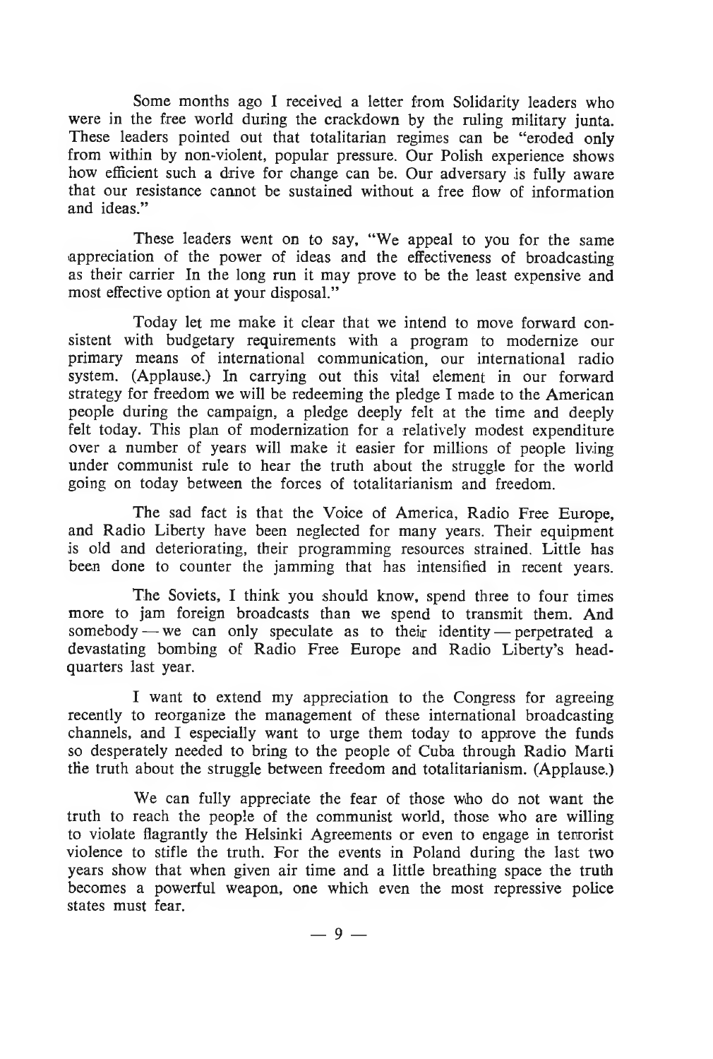Some months ago I received a letter from Solidarity leaders who were in the free world during the crackdown by the ruling military junta. These leaders pointed out that totalitarian regimes can be "eroded only from within by non-violent, popular pressure. Our Polish experience shows how efficient such a drive for change can be. Our adversary is fully aware that our resistance cannot be sustained without a free flow of information and ideas."

These leaders went on to say, "We appeal to you for the same appreciation of the power of ideas and the effectiveness of broadcasting as their carrier In the long run it may prove to be the least expensive and most effective option at your disposal."

Today let me make it clear that we intend to move forward consistent with budgetary requirements with a program to modernize our primary means of international communication, our international radio system. (Applause.) In carrying out this vital element in our forward strategy for freedom we will be redeeming the pledge I made to the American people during the campaign, a pledge deeply felt at the time and deeply felt today. This plan of modernization for a relatively modest expenditure over a number of years will make it easier for millions of people living under communist rule to hear the truth about the struggle for the world going on today between the forces of totalitarianism and freedom.

The sad fact is that the Voice of America, Radio Free Europe, and Radio Liberty have been neglected for many years. Their equipment is old and deteriorating, their programming resources strained. Little has been done to counter the jamming that has intensified in recent years.

The Soviets, I think you should know, spend three to four times more to jam foreign broadcasts than we spend to transmit them. And somebody — we can only speculate as to their identity — perpetrated a devastating bombing of Radio Free Europe and Radio Liberty's headquarters last year.

I want to extend my appreciation to the Congress for agreeing recently to reorganize the management of these international broadcasting channels, and I especially want to urge them today to approve the funds so desperately needed to bring to the people of Cuba through Radio Marti the truth about the struggle between freedom and totalitarianism. (Applause.)

We can fully appreciate the fear of those who do not want the truth to reach the people of the communist world, those who are willing to violate flagrantly the Helsinki Agreements or even to engage in terrorist violence to stifle the truth. For the events in Poland during the last two years show that when given air time and a little breathing space the truth becomes a powerful weapon, one which even the most repressive police states must fear.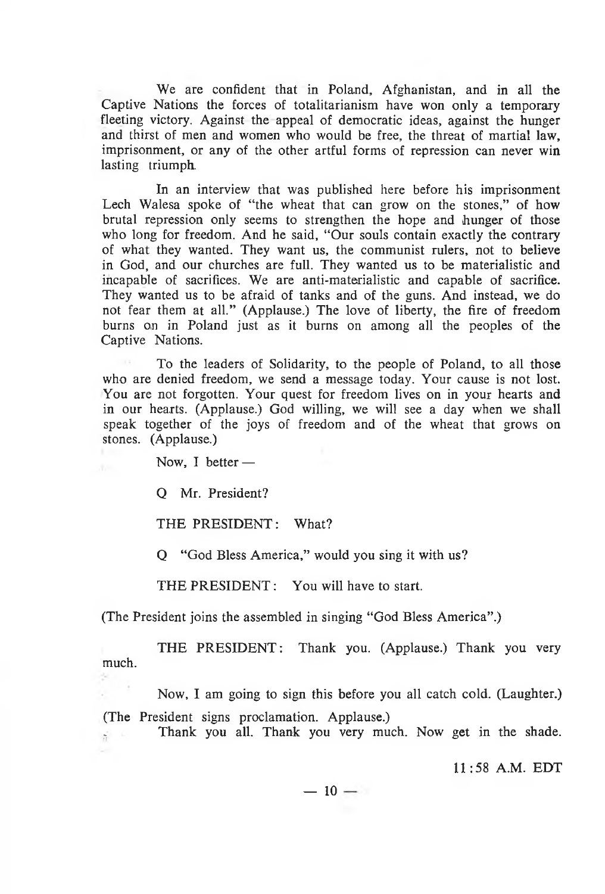We are confident that in Poland, Afghanistan, and in all the Captive Nations the forces of totalitarianism have won only a temporary fleeting victory. Against the appeal of democratic ideas, against the hunger and thirst of men and women who would be free, the threat of martial law, imprisonment, or any of the other artful forms of repression can never win lasting triumph.

In an interview that was published here before his imprisonment Lech Walesa spoke of "the wheat that can grow on the stones," of how brutal repression only seems to strengthen the hope and hunger of those who long for freedom. And he said, "Our souls contain exactly the contrary of what they wanted. They want us, the communist rulers, not to believe in God, and our churches are full. They wanted us to be materialistic and incapable of sacrifices. We are anti-materialistic and capable of sacrifice. They wanted us to be afraid of tanks and of the guns. And instead, we do not fear them at all." (Applause.) The love of liberty, the fire of freedom burns on in Poland just as it burns on among all the peoples of the Captive Nations.

To the leaders of Solidarity, to the people of Poland, to all those who are denied freedom, we send a message today. Your cause is not lost. You are not forgotten. Your quest for freedom lives on in your hearts and in our hearts. (Applause.) God willing, we will see a day when we shall speak together of the joys of freedom and of the wheat that grows on stones. (Applause.)

Now, I better —

Q Mr. President?

THE PRESIDENT: What?

Q "God Bless America," would you sing it with us?

THE PRESIDENT: You will have to start.

(The President joins the assembled in singing "God Bless America".)

THE PRESIDENT: Thank you. (Applause.) Thank you very much.

Now, I am going to sign this before you all catch cold. (Laughter.)

(The President signs proclamation. Applause.)

Thank you all. Thank you very much. Now get in the shade.

11:58 A.M. EDT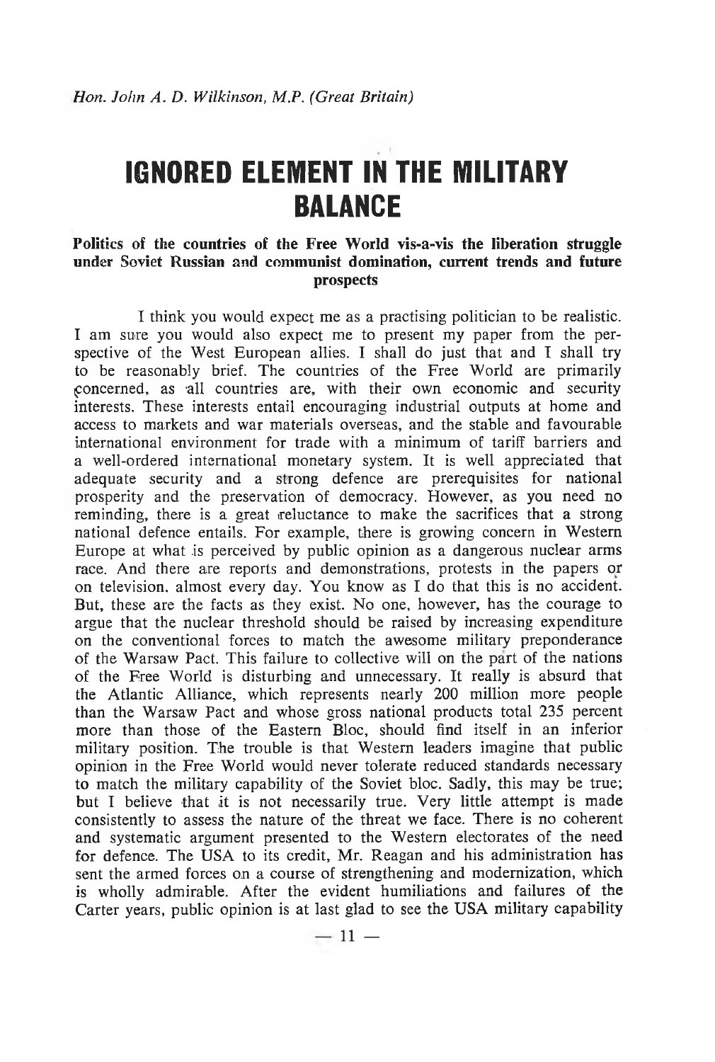*Hon. John A. D. Wilkinson, M.P. (Great Britain)*

# IGNORED ELEMENT IN THE MILITARY BALANCE

**Politics of the countries of the Free World vis-a-vis the liberation struggle under Soviet Russian and communist domination, current trends and future prospects**

I think you would expect me as a practising politician to be realistic. I am sure you would also expect me to present my paper from the perspective of the West European allies. I shall do just that and I shall try to be reasonably brief. The countries of the Free World are primarily concerned, as all countries are, with their own economic and security interests. These interests entail encouraging industrial outputs at home and access to markets and war materials overseas, and the stable and favourable international environment for trade with a minimum of tariff barriers and a well-ordered international monetary system. It is well appreciated that adequate security and a strong defence are prerequisites for national prosperity and the preservation of democracy. However, as you need no reminding, there is a great reluctance to make the sacrifices that a strong national defence entails. For example, there is growing concern in Western Europe at what is perceived by public opinion as a dangerous nuclear arms race. And there are reports and demonstrations, protests in the papers or on television, almost every day. You know as I do that this is no accident. But, these are the facts as they exist. No one, however, has the courage to argue that the nuclear threshold should be raised by increasing expenditure on the conventional forces to match the awesome military preponderance of the Warsaw Pact. This failure to collective will on the part of the nations of the Free World is disturbing and unnecessary. It really is absurd that the Atlantic Alliance, which represents nearly 200 million more people than the Warsaw Pact and whose gross national products total 235 percent more than those of the Eastern Bloc, should find itself in an inferior military position. The trouble is that Western leaders imagine that public opinion in the Free World would never tolerate reduced standards necessary to match the military capability of the Soviet bloc. Sadly, this may be true; but I believe that it is not necessarily true. Very little attempt is made consistently to assess the nature of the threat we face. There is no coherent and systematic argument presented to the Western electorates of the need for defence. The USA to its credit, Mr. Reagan and his administration has sent the armed forces on a course of strengthening and modernization, which is wholly admirable. After the evident humiliations and failures of the Carter years, public opinion is at last glad to see the USA military capability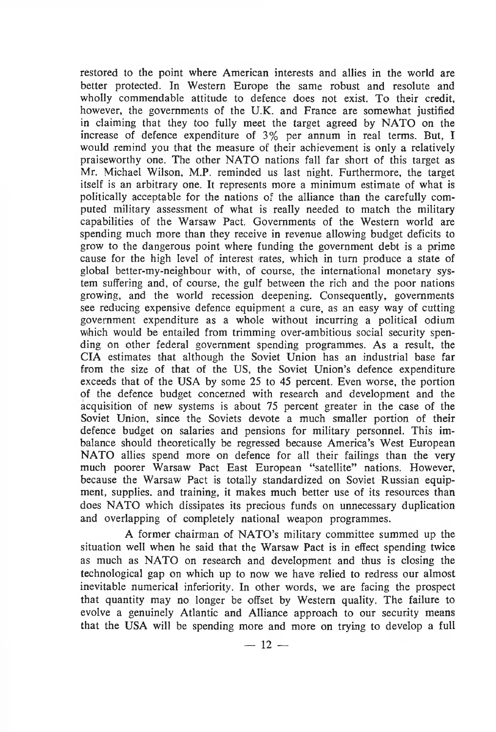restored to the point where American interests and allies in the world are better protected. In Western Europe the same robust and resolute and wholly commendable attitude to defence does not exist. To their credit, however, the governments of the U.K. and France are somewhat justified in claiming that they too fully meet the target agreed by NATO on the increase of defence expenditure of 3% per annum in real terms. But, I would remind you that the measure of their achievement is only a relatively praiseworthy one. The other NATO nations fall far short of this target as Mr. Michael Wilson, M.P. reminded us last night. Furthermore, the target itself is an arbitrary one. It represents more a minimum estimate of what is politically acceptable for the nations of the alliance than the carefully computed military assessment of what is really needed to match the military capabilities of the Warsaw Pact. Governments of the Western world are spending much more than they receive in revenue allowing budget deficits to grow to the dangerous point where funding the government debt is a prime cause for the high level of interest rates, which in turn produce a state of global better-my-neighbour with, of course, the international monetary system suffering and, of course, the gulf between the rich and the poor nations growing, and the world recession deepening. Consequently, governments see reducing expensive defence equipment a cure, as an easy way of cutting government expenditure as a whole without incurring a political odium which would be entailed from trimming over-ambitious social security spending on other federal government spending programmes. As a result, the CIA estimates that although the Soviet Union has an industrial base far from the size of that of the US, the Soviet Union's defence expenditure exceeds that of the USA by some 25 to 45 percent. Even worse, the portion of the defence budget concerned with research and development and the acquisition of new systems is about 75 percent greater in the case of the Soviet Union, since the Soviets devote a much smaller portion of their defence budget on salaries and pensions for military personnel. This imbalance should theoretically be regressed because America's West European NATO allies spend more on defence for all their failings than the very much poorer Warsaw Pact East European "satellite" nations. However, because the Warsaw Pact is totally standardized on Soviet Russian equipment, supplies. and training, it makes much better use of its resources than does NATO which dissipates its precious funds on unnecessary duplication and overlapping of completely national weapon programmes.

A former chairman of NATO's military committee summed up the situation well when he said that the Warsaw Pact is in effect spending twice as much as NATO on research and development and thus is closing the technological gap on which up to now we have relied to redress our almost inevitable numerical inferiority. In other words, we are facing the prospect that quantity may no longer be offset by Western quality. The failure to evolve a genuinely Atlantic and Alliance approach to our security means that the USA will be spending more and more on trying to develop a full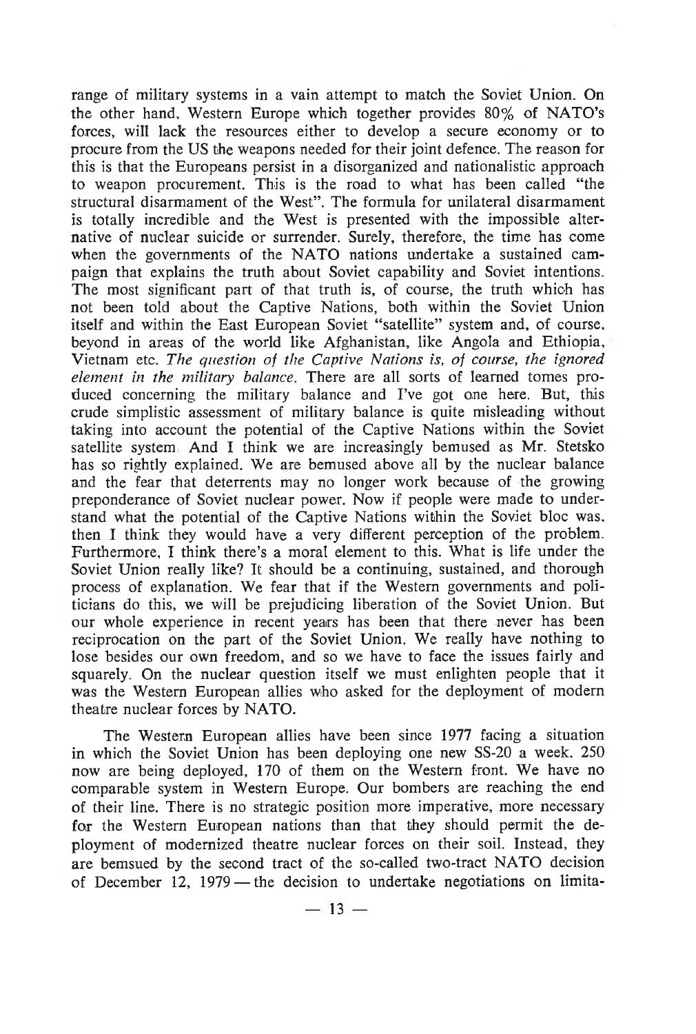range of military systems in a vain attempt to match the Soviet Union. On the other hand, Western Europe which together provides 80% of NATO's forces, will lack the resources either to develop a secure economy or to procure from the US the weapons needed for their joint defence. The reason for this is that the Europeans persist in a disorganized and nationalistic approach to weapon procurement. This is the road to what has been called "the structural disarmament of the West". The formula for unilateral disarmament is totally incredible and the West is presented with the impossible alternative of nuclear suicide or surrender. Surely, therefore, the time has come when the governments of the NATO nations undertake a sustained campaign that explains the truth about Soviet capability and Soviet intentions. The most significant part of that truth is, of course, the truth which has not been told about the Captive Nations, both within the Soviet Union itself and within the East European Soviet "satellite" system and, of course, beyond in areas of the world like Afghanistan, like Angola and Ethiopia, Vietnam etc. *The question of the Captive Nations is, of course, the ignored element in the military balance.* There are all sorts of learned tomes produced concerning the military balance and I've got one here. But, this crude simplistic assessment of military balance is quite misleading without taking into account the potential of the Captive Nations within the Soviet satellite system. And I think we are increasingly bemused as Mr. Stetsko has so rightly explained. We are bemused above all by the nuclear balance and the fear that deterrents may no longer work because of the growing preponderance of Soviet nuclear power. Now if people were made to understand what the potential of the Captive Nations within the Soviet bloc was, then I think they would have a very different perception of the problem. Furthermore, I think there's a moral element to this. What is life under the Soviet Union really like? It should be a continuing, sustained, and thorough process of explanation. We fear that if the Western governments and politicians do this, we will be prejudicing liberation of the Soviet Union. But our whole experience in recent years has been that there never has been reciprocation on the part of the Soviet Union. We really have nothing to lose besides our own freedom, and so we have to face the issues fairly and squarely. On the nuclear question itself we must enlighten people that it was the Western European allies who asked for the deployment of modern theatre nuclear forces by NATO.

The Western European allies have been since 1977 facing a situation in which the Soviet Union has been deploying one new SS-20 a week. 250 now are being deployed, 170 of them on the Western front. We have no comparable system in Western Europe. Our bombers are reaching the end of their line. There is no strategic position more imperative, more necessary for the Western European nations than that they should permit the deployment of modernized theatre nuclear forces on their soil. Instead, they are bemsued by the second tract of the so-called two-tract NATO decision of December 12, 1979 — the decision to undertake negotiations on limita-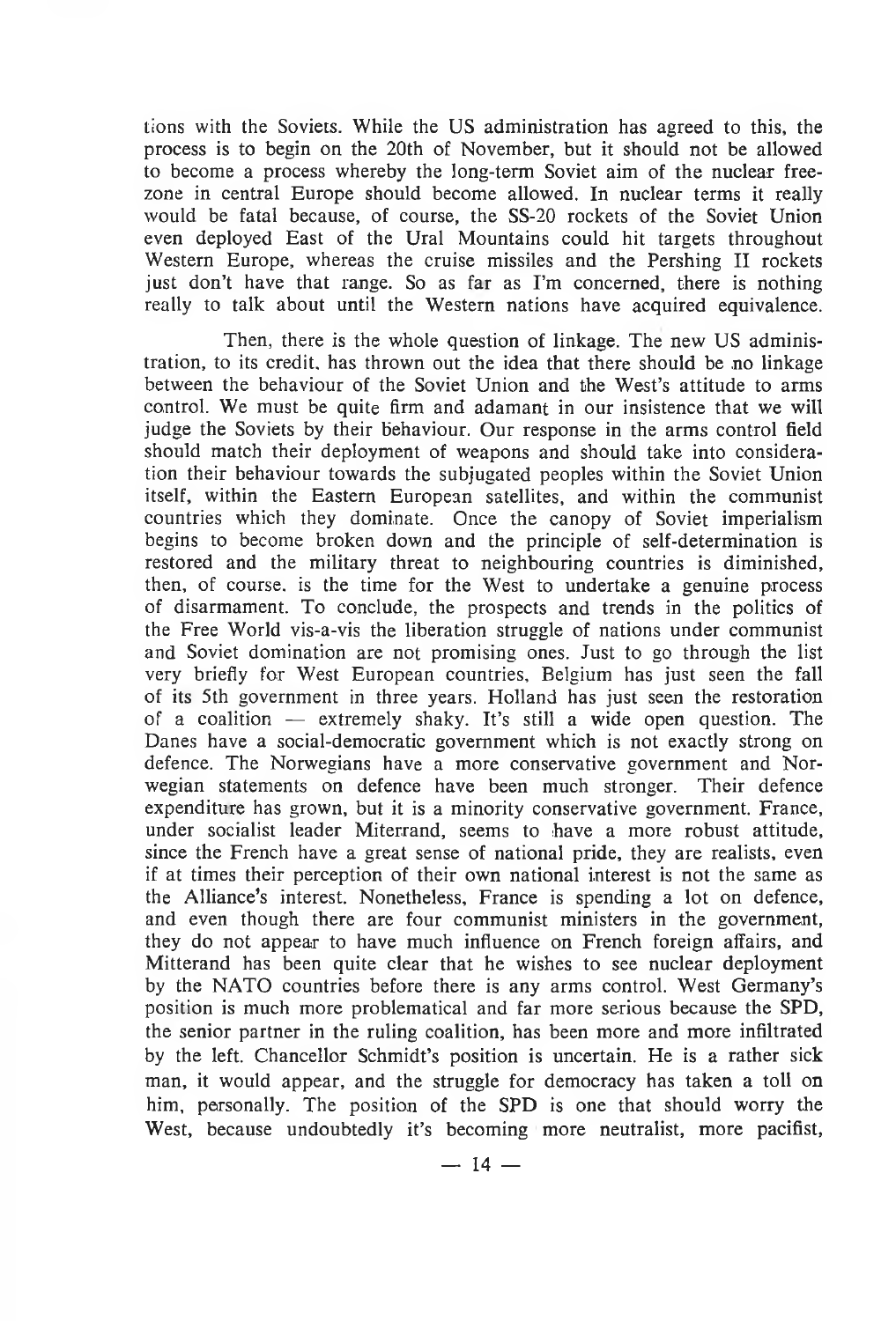tions with the Soviets. While the US administration has agreed to this, the process is to begin on the 20th of November, but it should not be allowed to become a process whereby the long-term Soviet aim of the nuclear free-zone in central Europe should become allowed. In nuclear terms it really would be fatal because, of course, the SS-20 rockets of the Soviet Union even deployed East of the Ural Mountains could hit targets throughout Western Europe, whereas the cruise missiles and the Pershing II rockets just don't have that range. So as far as I'm concerned, there is nothing really to talk about until the Western nations have acquired equivalence.

Then, there is the whole question of linkage. The new US administration, to its credit, has thrown out the idea that there should be no linkage between the behaviour of the Soviet Union and the West's attitude to arms control. We must be quite firm and adamant in our insistence that we will judge the Soviets by their behaviour. Our response in the arms control field should match their deployment of weapons and should take into consideration their behaviour towards the subjugated peoples within the Soviet Union itself, within the Eastern European satellites, and within the communist countries which they dominate. Once the canopy of Soviet imperialism begins to become broken down and the principle of self-determination is restored and the military threat to neighbouring countries is diminished, then, of course, is the time for the West to undertake a genuine process of disarmament. To conclude, the prospects and trends in the politics of the Free World vis-a-vis the liberation struggle of nations under communist and Soviet domination are not promising ones. Just to go through the list very briefly for West European countries, Belgium has just seen the fall of its 5th government in three years. Holland has just seen the restoration of a coalition — extremely shaky. It's still a wide open question. The Danes have a social-democratic government which is not exactly strong on defence. The Norwegians have a more conservative government and Norwegian statements on defence have been much stronger. Their defence expenditure has grown, but it is a minority conservative government. France, under socialist leader Miterrand, seems to have a more robust attitude, since the French have a great sense of national pride, they are realists, even if at times their perception of their own national interest is not the same as the Alliance's interest. Nonetheless, France is spending a lot on defence, and even though there are four communist ministers in the government, they do not appear to have much influence on French foreign affairs, and Mitterand has been quite clear that he wishes to see nuclear deployment by the NATO countries before there is any arms control. West Germany's position is much more problematical and far more serious because the SPD, the senior partner in the ruling coalition, has been more and more infiltrated by the left. Chancellor Schmidt's position is uncertain. He is a rather sick man, it would appear, and the struggle for democracy has taken a toll on him, personally. The position of the SPD is one that should worry the West, because undoubtedly it's becoming more neutralist, more pacifist,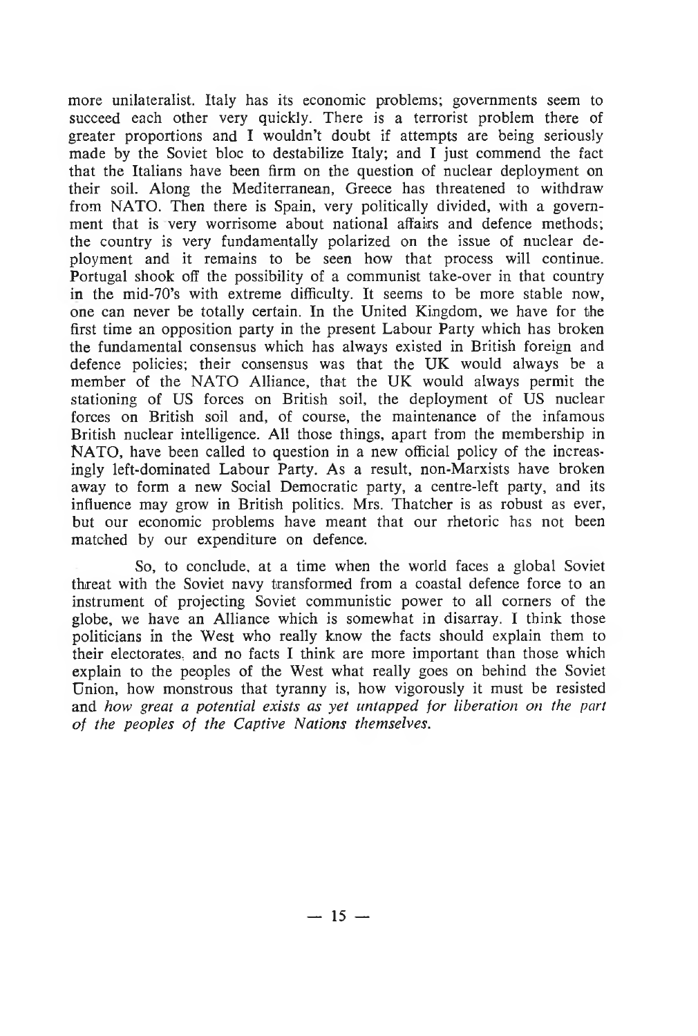more unilateralist. Italy has its economic problems; governments seem to succeed each other very quickly. There is a terrorist problem there of greater proportions and I wouldn't doubt if attempts are being seriously made by the Soviet bloc to destabilize Italy; and I just commend the fact that the Italians have been firm on the question of nuclear deployment on their soil. Along the Mediterranean, Greece has threatened to withdraw from NATO. Then there is Spain, very politically divided, with a government that is very worrisome about national affairs and defence methods; the country is very fundamentally polarized on the issue of nuclear deployment and it remains to be seen how that process will continue. Portugal shook off the possibility of a communist take-over in that country in the mid-70's with extreme difficulty. It seems to be more stable now, one can never be totally certain. In the United Kingdom, we have for the first time an opposition party in the present Labour Party which has broken the fundamental consensus which has always existed in British foreign and defence policies; their consensus was that the UK would always be a member of the NATO Alliance, that the UK would always permit the stationing of US forces on British soil, the deployment of US nuclear forces on British soil and, of course, the maintenance of the infamous British nuclear intelligence. All those things, apart from the membership in NATO, have been called to question in a new official policy of the increasingly left-dominated Labour Party. As a result, non-Marxists have broken away to form a new Social Democratic party, a centre-left party, and its influence may grow in British politics. Mrs. Thatcher is as robust as ever, but our economic problems have meant that our rhetoric has not been matched by our expenditure on defence.

So, to conclude, at a time when the world faces a global Soviet threat with the Soviet navy transformed from a coastal defence force to an instrument of projecting Soviet communistic power to all corners of the globe, we have an Alliance which is somewhat in disarray. I think those politicians in the West who really know the facts should explain them to their electorates, and no facts I think are more important than those which explain to the peoples of the West what really goes on behind the Soviet Union, how monstrous that tyranny is, how vigorously it must be resisted and *how great a potential exists as yet untapped for liberation on the part of the peoples of the Captive Nations themselves.*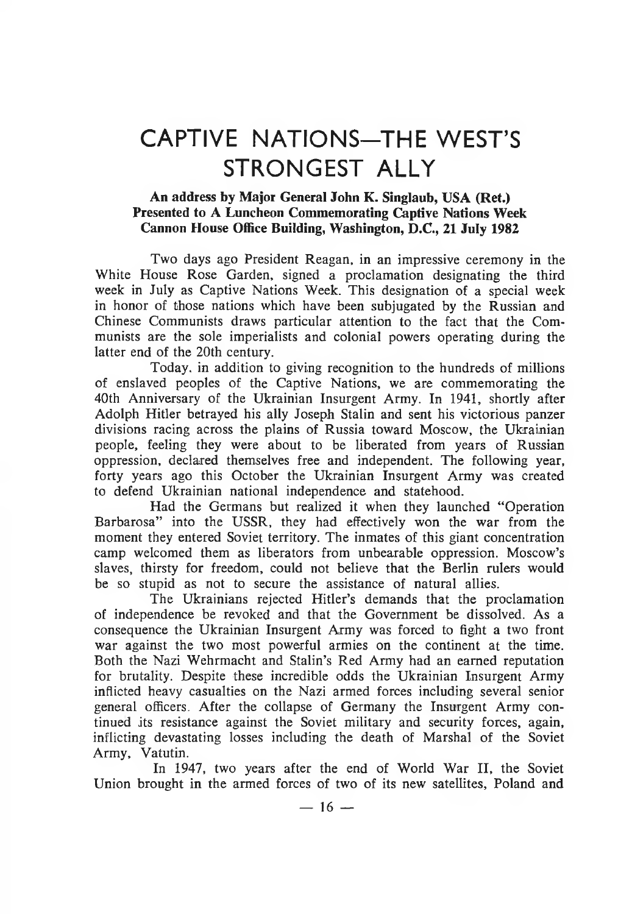# CAPTIVE NATIONS—THE WEST'S STRONGEST ALLY

**An address by Major General John K. Singlaub, USA (Ret.)**
**Presented to A Luncheon Commemorating Captive Nations Week**
**Cannon House Office Building, Washington, D.C., 21 July 1982**

Two days ago President Reagan, in an impressive ceremony in the White House Rose Garden, signed a proclamation designating the third week in July as Captive Nations Week. This designation of a special week in honor of those nations which have been subjugated by the Russian and Chinese Communists draws particular attention to the fact that the Communists are the sole imperialists and colonial powers operating during the latter end of the 20th century.

Today, in addition to giving recognition to the hundreds of millions of enslaved peoples of the Captive Nations, we are commemorating the 40th Anniversary of the Ukrainian Insurgent Army. In 1941, shortly after Adolph Hitler betrayed his ally Joseph Stalin and sent his victorious panzer divisions racing across the plains of Russia toward Moscow, the Ukrainian people, feeling they were about to be liberated from years of Russian oppression, declared themselves free and independent. The following year, forty years ago this October the Ukrainian Insurgent Army was created to defend Ukrainian national independence and statehood.

Had the Germans but realized it when they launched "Operation Barbarosa" into the USSR, they had effectively won the war from the moment they entered Soviet territory. The inmates of this giant concentration camp welcomed them as liberators from unbearable oppression. Moscow's slaves, thirsty for freedom, could not believe that the Berlin rulers would be so stupid as not to secure the assistance of natural allies.

The Ukrainians rejected Hitler's demands that the proclamation of independence be revoked and that the Government be dissolved. As a consequence the Ukrainian Insurgent Army was forced to fight a two front war against the two most powerful armies on the continent at the time. Both the Nazi Wehrmacht and Stalin's Red Army had an earned reputation for brutality. Despite these incredible odds the Ukrainian Insurgent Army inflicted heavy casualties on the Nazi armed forces including several senior general officers. After the collapse of Germany the Insurgent Army continued its resistance against the Soviet military and security forces, again, inflicting devastating losses including the death of Marshal of the Soviet Army, Vatutin.

In 1947, two years after the end of World War II, the Soviet Union brought in the armed forces of two of its new satellites, Poland and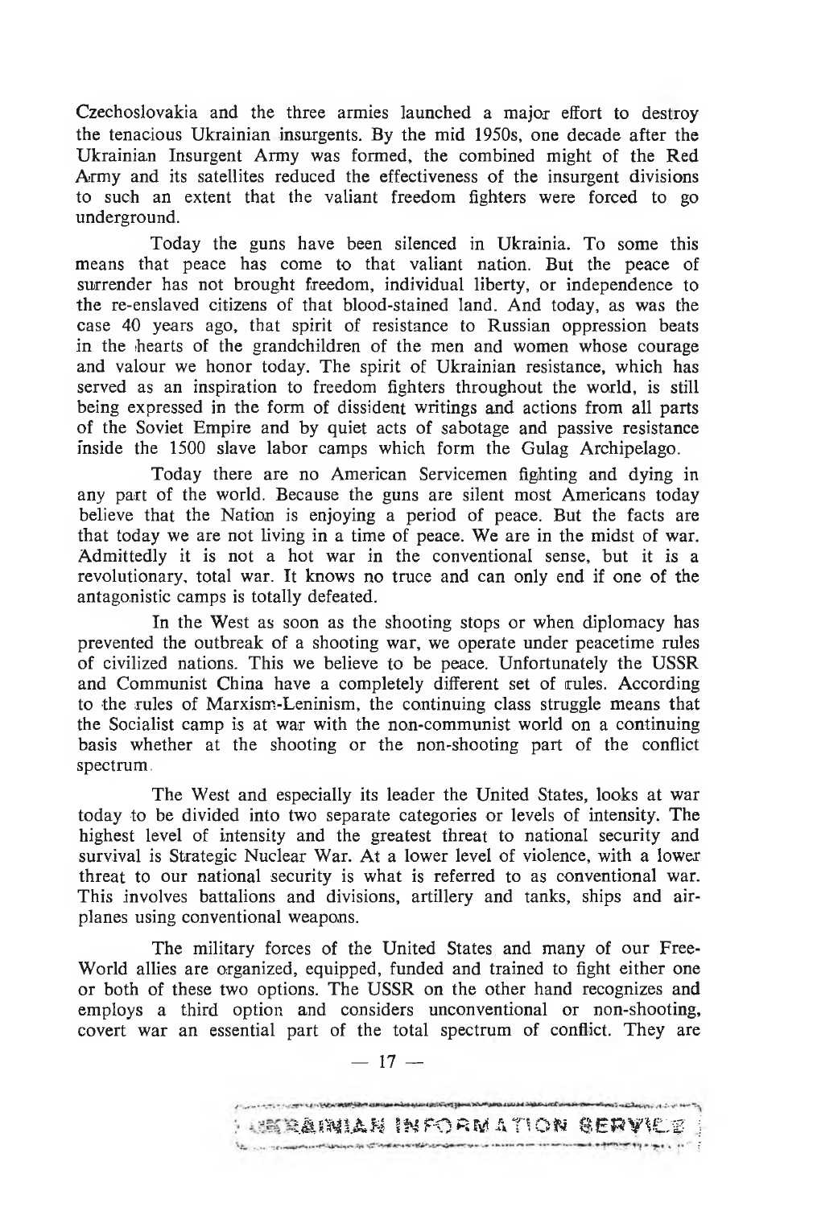Czechoslovakia and the three armies launched a major effort to destroy the tenacious Ukrainian insurgents. By the mid 1950s, one decade after the Ukrainian Insurgent Army was formed, the combined might of the Red Army and its satellites reduced the effectiveness of the insurgent divisions to such an extent that the valiant freedom fighters were forced to go underground.

Today the guns have been silenced in Ukrainia. To some this means that peace has come to that valiant nation. But the peace of surrender has not brought freedom, individual liberty, or independence to the re-enslaved citizens of that blood-stained land. And today, as was the case 40 years ago, that spirit of resistance to Russian oppression beats in the hearts of the grandchildren of the men and women whose courage and valour we honor today. The spirit of Ukrainian resistance, which has served as an inspiration to freedom fighters throughout the world, is still being expressed in the form of dissident writings and actions from all parts of the Soviet Empire and by quiet acts of sabotage and passive resistance inside the 1500 slave labor camps which form the Gulag Archipelago.

Today there are no American Servicemen fighting and dying in any part of the world. Because the guns are silent most Americans today believe that the Nation is enjoying a period of peace. But the facts are that today we are not living in a time of peace. We are in the midst of war. Admittedly it is not a hot war in the conventional sense, but it is a revolutionary, total war. It knows no truce and can only end if one of the antagonistic camps is totally defeated.

In the West as soon as the shooting stops or when diplomacy has prevented the outbreak of a shooting war, we operate under peacetime rules of civilized nations. This we believe to be peace. Unfortunately the USSR and Communist China have a completely different set of rules. According to the rules of Marxism-Leninism, the continuing class struggle means that the Socialist camp is at war with the non-communist world on a continuing basis whether at the shooting or the non-shooting part of the conflict spectrum.

The West and especially its leader the United States, looks at war today to be divided into two separate categories or levels of intensity. The highest level of intensity and the greatest threat to national security and survival is Strategic Nuclear War. At a lower level of violence, with a lower threat to our national security is what is referred to as conventional war. This involves battalions and divisions, artillery and tanks, ships and airplanes using conventional weapons.

The military forces of the United States and many of our Free-World allies are organized, equipped, funded and trained to fight either one or both of these two options. The USSR on the other hand recognizes and employs a third option and considers unconventional or non-shooting, covert war an essential part of the total spectrum of conflict. They are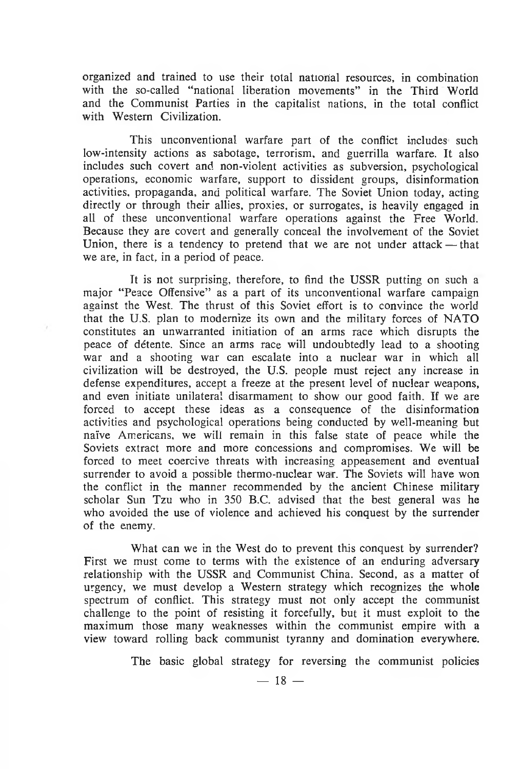organized and trained to use their total national resources, in combination with the so-called "national liberation movements" in the Third World and the Communist Parties in the capitalist nations, in the total conflict with Western Civilization.

This unconventional warfare part of the conflict includes such low-intensity actions as sabotage, terrorism, and guerrilla warfare. It also includes such covert and non-violent activities as subversion, psychological operations, economic warfare, support to dissident groups, disinformation activities, propaganda, and political warfare. The Soviet Union today, acting directly or through their allies, proxies, or surrogates, is heavily engaged in all of these unconventional warfare operations against the Free World. Because they are covert and generally conceal the involvement of the Soviet Union, there is a tendency to pretend that we are not under attack — that we are, in fact, in a period of peace.

It is not surprising, therefore, to find the USSR putting on such a major "Peace Offensive" as a part of its unconventional warfare campaign against the West. The thrust of this Soviet effort is to convince the world that the U.S. plan to modernize its own and the military forces of NATO constitutes an unwarranted initiation of an arms race which disrupts the peace of détente. Since an arms race will undoubtedly lead to a shooting war and a shooting war can escalate into a nuclear war in which all civilization will be destroyed, the U.S. people must reject any increase in defense expenditures, accept a freeze at the present level of nuclear weapons, and even initiate unilateral disarmament to show our good faith. If we are forced to accept these ideas as a consequence of the disinformation activities and psychological operations being conducted by well-meaning but naïve Americans, we will remain in this false state of peace while the Soviets extract more and more concessions and compromises. We will be forced to meet coercive threats with increasing appeasement and eventual surrender to avoid a possible thermo-nuclear war. The Soviets will have won the conflict in the manner recommended by the ancient Chinese military scholar Sun Tzu who in 350 B.C. advised that the best general was he who avoided the use of violence and achieved his conquest by the surrender of the enemy.

What can we in the West do to prevent this conquest by surrender? First we must come to terms with the existence of an enduring adversary relationship with the USSR and Communist China. Second, as a matter of urgency, we must develop a Western strategy which recognizes the whole spectrum of conflict. This strategy must not only accept the communist challenge to the point of resisting it forcefully, but it must exploit to the maximum those many weaknesses within the communist empire with a view toward rolling back communist tyranny and domination everywhere.

The basic global strategy for reversing the communist policies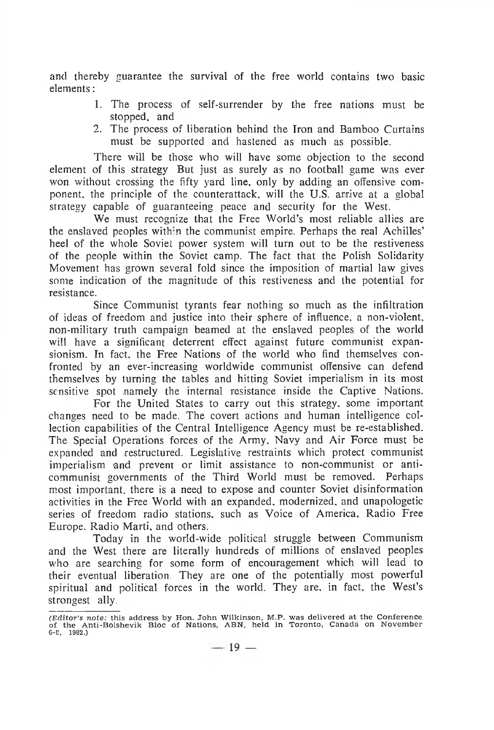and thereby guarantee the survival of the free world contains two basic elements:

1. The process of self-surrender by the free nations must be stopped, and
2. The process of liberation behind the Iron and Bamboo Curtains must be supported and hastened as much as possible.

There will be those who will have some objection to the second element of this strategy But just as surely as no football game was ever won without crossing the fifty yard line, only by adding an offensive component, the principle of the counterattack, will the U.S. arrive at a global strategy capable of guaranteeing peace and security for the West.

We must recognize that the Free World's most reliable allies are the enslaved peoples within the communist empire. Perhaps the real Achilles' heel of the whole Soviet power system will turn out to be the restiveness of the people within the Soviet camp. The fact that the Polish Solidarity Movement has grown several fold since the imposition of martial law gives some indication of the magnitude of this restiveness and the potential for resistance.

Since Communist tyrants fear nothing so much as the infiltration of ideas of freedom and justice into their sphere of influence, a non-violent, non-military truth campaign beamed at the enslaved peoples of the world will have a significant deterrent effect against future communist expansionism. In fact, the Free Nations of the world who find themselves confronted by an ever-increasing worldwide communist offensive can defend themselves by turning the tables and hitting Soviet imperialism in its most sensitive spot namely the internal resistance inside the Captive Nations.

For the United States to carry out this strategy, some important changes need to be made. The covert actions and human intelligence collection capabilities of the Central Intelligence Agency must be re-established. The Special Operations forces of the Army, Navy and Air Force must be expanded and restructured. Legislative restraints which protect communist imperialism and prevent or limit assistance to non-communist or anti-communist governments of the Third World must be removed. Perhaps most important, there is a need to expose and counter Soviet disinformation activities in the Free World with an expanded, modernized, and unapologetic series of freedom radio stations, such as Voice of America, Radio Free Europe, Radio Marti, and others.

Today in the world-wide political struggle between Communism and the West there are literally hundreds of millions of enslaved peoples who are searching for some form of encouragement which will lead to their eventual liberation. They are one of the potentially most powerful spiritual and political forces in the world. They are, in fact, the West's strongest ally.

---

(*Editor's note:* this address by Hon. John Wilkinson, M.P. was delivered at the Conference of the Anti-Bolshevik Bloc of Nations, ABN, held in Toronto, Canada on November 6-8, 1982.)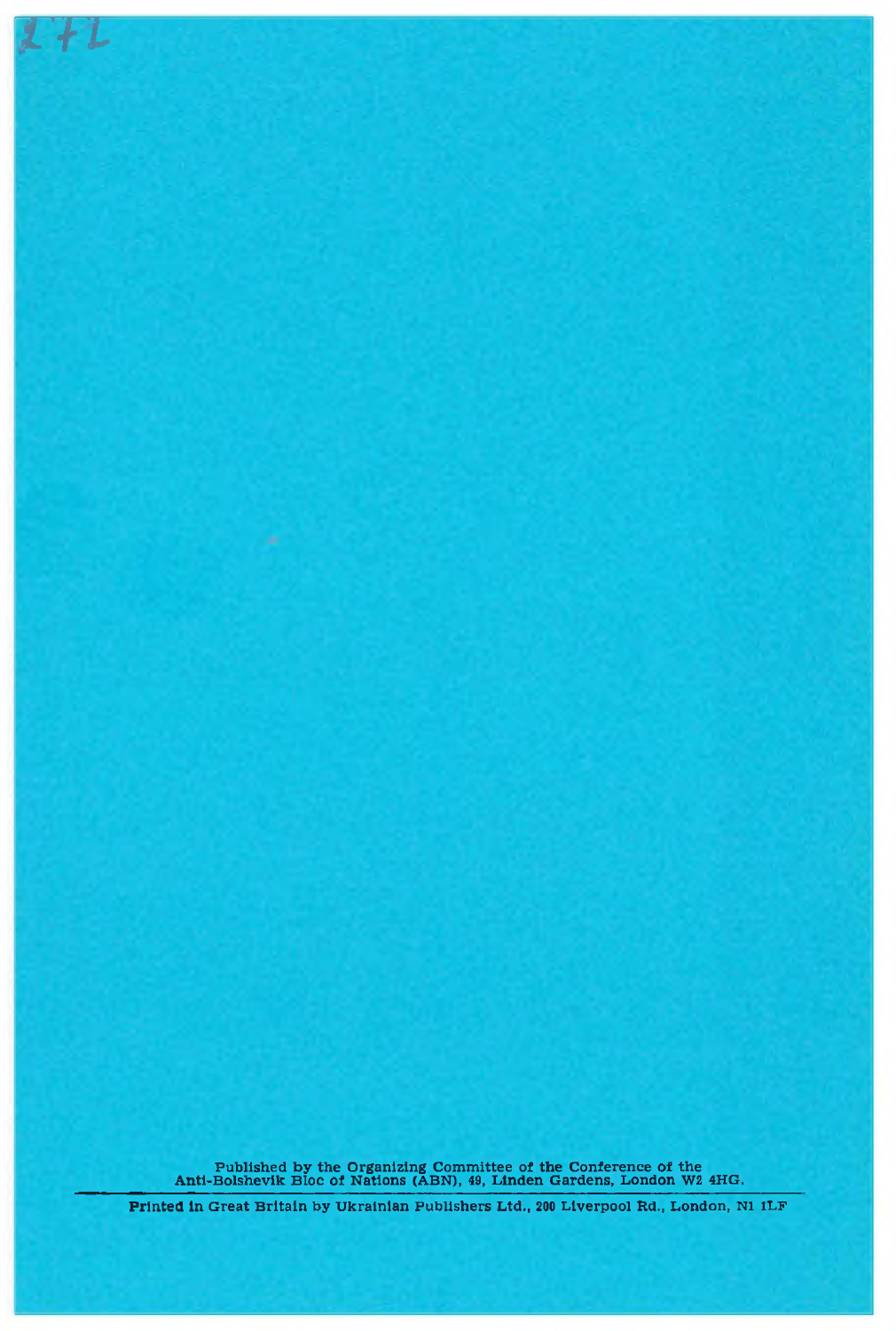Published by the Organizing Committee of the Conference of the Anti-Bolshevik Bloc of Nations (ABN), 49, Linden Gardens, London W2 4HG.

Printed in Great Britain by Ukrainian Publishers Ltd., 200 Liverpool Rd., London, N1 1LF